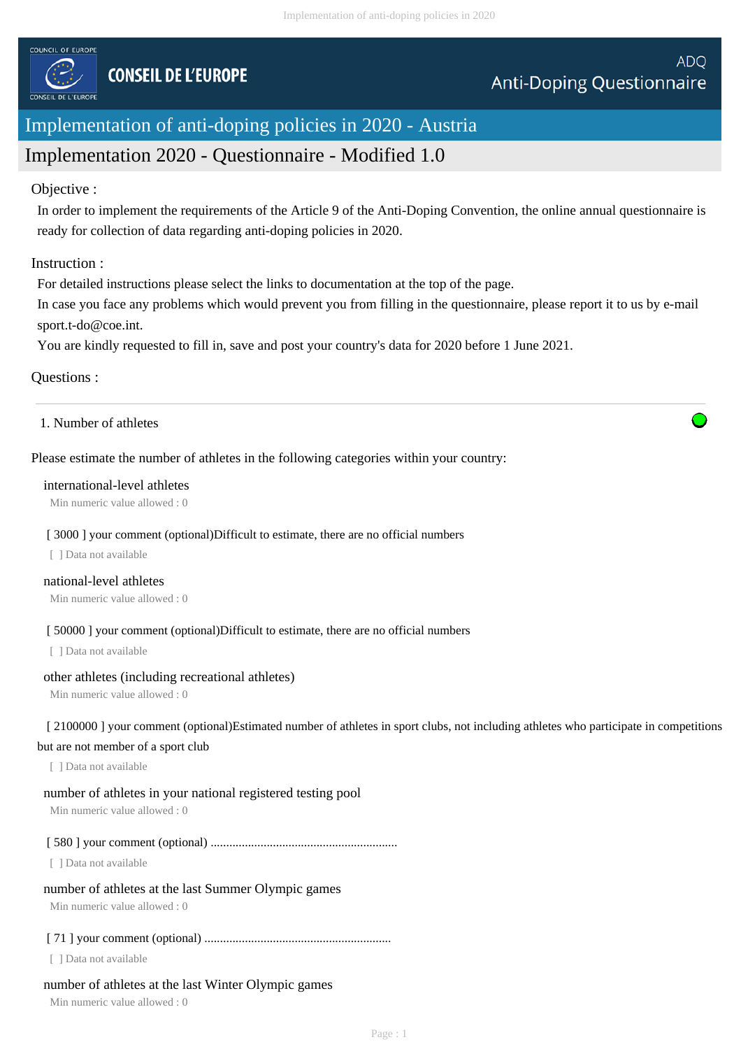COUNCIL OF EUROPE

CONSEIL DE L'EUROPE

ADQ
Anti-Doping Questionnaire

# Implementation of anti-doping policies in 2020 - Austria

## Implementation 2020 - Questionnaire - Modified 1.0

Objective :

In order to implement the requirements of the Article 9 of the Anti-Doping Convention, the online annual questionnaire is ready for collection of data regarding anti-doping policies in 2020.

Instruction :

For detailed instructions please select the links to documentation at the top of the page.

In case you face any problems which would prevent you from filling in the questionnaire, please report it to us by e-mail sport.t-do@coe.int.

You are kindly requested to fill in, save and post your country's data for 2020 before 1 June 2021.

Questions :

---

1. Number of athletes

Please estimate the number of athletes in the following categories within your country:

international-level athletes
Min numeric value allowed : 0

[ 3000 ] your comment (optional)Difficult to estimate, there are no official numbers

[ ] Data not available

national-level athletes
Min numeric value allowed : 0

[ 50000 ] your comment (optional)Difficult to estimate, there are no official numbers

[ ] Data not available

other athletes (including recreational athletes)
Min numeric value allowed : 0

[ 2100000 ] your comment (optional)Estimated number of athletes in sport clubs, not including athletes who participate in competitions but are not member of a sport club

[ ] Data not available

number of athletes in your national registered testing pool
Min numeric value allowed : 0

[ 580 ] your comment (optional) ............................................................

[ ] Data not available

number of athletes at the last Summer Olympic games
Min numeric value allowed : 0

[ 71 ] your comment (optional) ............................................................

[ ] Data not available

number of athletes at the last Winter Olympic games
Min numeric value allowed : 0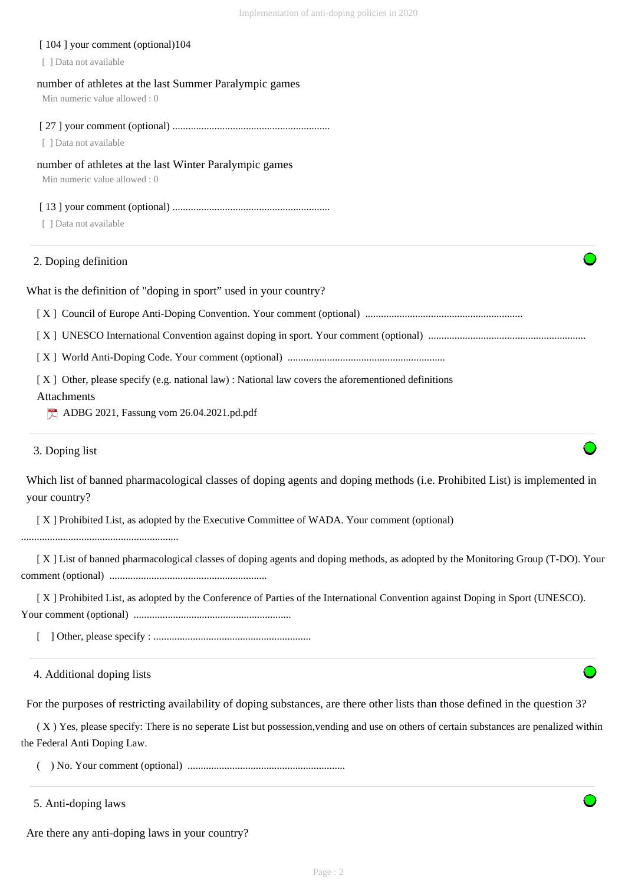[ 104 ] your comment (optional)104

[ ] Data not available

number of athletes at the last Summer Paralympic games

Min numeric value allowed : 0

[ 27 ] your comment (optional) ............................................................

[ ] Data not available

number of athletes at the last Winter Paralympic games

Min numeric value allowed : 0

[ 13 ] your comment (optional) ............................................................

[ ] Data not available

## 2. Doping definition

What is the definition of "doping in sport" used in your country?

[ X ] Council of Europe Anti-Doping Convention. Your comment (optional) ............................................................

[ X ] UNESCO International Convention against doping in sport. Your comment (optional) ............................................................

[ X ] World Anti-Doping Code. Your comment (optional) ............................................................

[ X ] Other, please specify (e.g. national law) : National law covers the aforementioned definitions

Attachments

ADBG 2021, Fassung vom 26.04.2021.pd.pdf

## 3. Doping list

Which list of banned pharmacological classes of doping agents and doping methods (i.e. Prohibited List) is implemented in your country?

[ X ] Prohibited List, as adopted by the Executive Committee of WADA. Your comment (optional) ............................................................

[ X ] List of banned pharmacological classes of doping agents and doping methods, as adopted by the Monitoring Group (T-DO). Your comment (optional) ............................................................

[ X ] Prohibited List, as adopted by the Conference of Parties of the International Convention against Doping in Sport (UNESCO). Your comment (optional) ............................................................

[ ] Other, please specify : ............................................................

## 4. Additional doping lists

For the purposes of restricting availability of doping substances, are there other lists than those defined in the question 3?

( X ) Yes, please specify: There is no seperate List but possession,vending and use on others of certain substances are penalized within the Federal Anti Doping Law.

( ) No. Your comment (optional) ............................................................

## 5. Anti-doping laws

Are there any anti-doping laws in your country?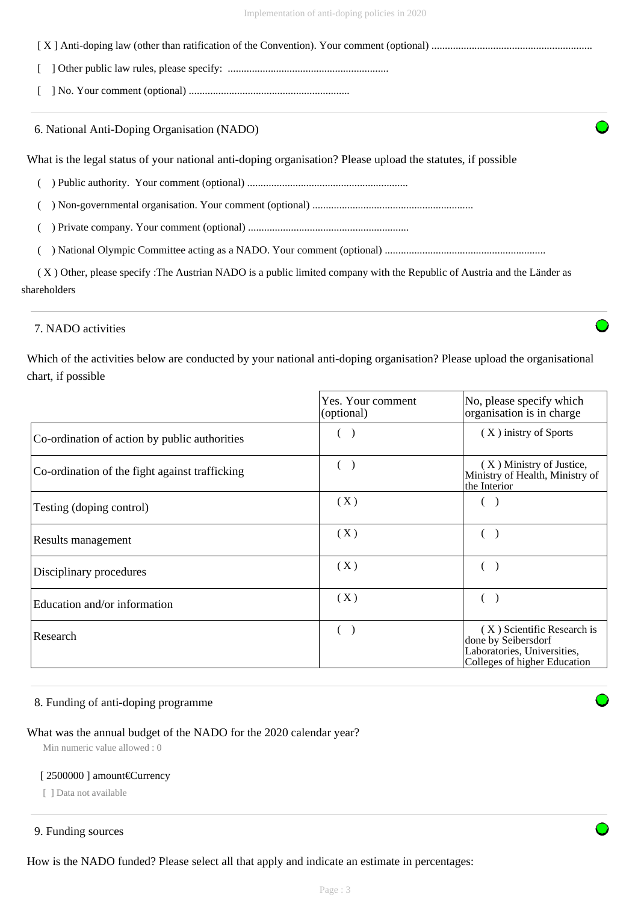[ X ] Anti-doping law (other than ratification of the Convention). Your comment (optional) ............................................................

[ ] Other public law rules, please specify: ............................................................

[ ] No. Your comment (optional) ............................................................

## 6. National Anti-Doping Organisation (NADO)

What is the legal status of your national anti-doping organisation? Please upload the statutes, if possible

( ) Public authority. Your comment (optional) ............................................................

( ) Non-governmental organisation. Your comment (optional) ............................................................

( ) Private company. Your comment (optional) ............................................................

( ) National Olympic Committee acting as a NADO. Your comment (optional) ............................................................

( X ) Other, please specify :The Austrian NADO is a public limited company with the Republic of Austria and the Länder as shareholders

## 7. NADO activities

Which of the activities below are conducted by your national anti-doping organisation? Please upload the organisational chart, if possible

| | Yes. Your comment (optional) | No, please specify which organisation is in charge |
|---|---|---|
| Co-ordination of action by public authorities | ( ) | ( X ) inistry of Sports |
| Co-ordination of the fight against trafficking | ( ) | ( X ) Ministry of Justice, Ministry of Health, Ministry of the Interior |
| Testing (doping control) | ( X ) | ( ) |
| Results management | ( X ) | ( ) |
| Disciplinary procedures | ( X ) | ( ) |
| Education and/or information | ( X ) | ( ) |
| Research | ( ) | ( X ) Scientific Research is done by Seibersdorf Laboratories, Universities, Colleges of higher Education |

## 8. Funding of anti-doping programme

What was the annual budget of the NADO for the 2020 calendar year?

Min numeric value allowed : 0

[ 2500000 ] amount€Currency

[ ] Data not available

## 9. Funding sources

How is the NADO funded? Please select all that apply and indicate an estimate in percentages: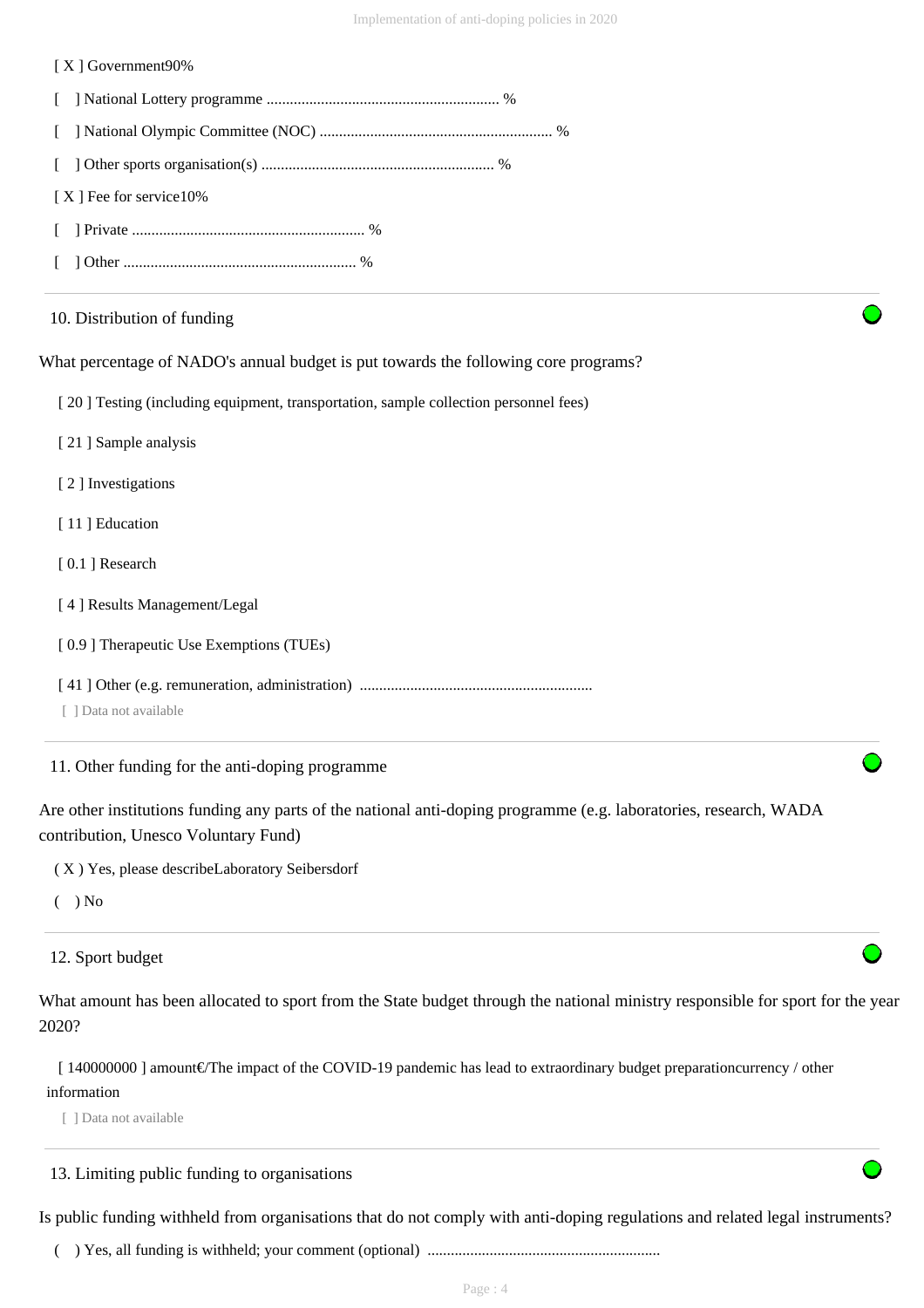[ X ] Government90%

[ ] National Lottery programme ........................................................... %

[ ] National Olympic Committee (NOC) ........................................................... %

[ ] Other sports organisation(s) ........................................................... %

[ X ] Fee for service10%

[ ] Private ........................................................... %

[ ] Other ........................................................... %

## 10. Distribution of funding

What percentage of NADO's annual budget is put towards the following core programs?

[ 20 ] Testing (including equipment, transportation, sample collection personnel fees)

[ 21 ] Sample analysis

[ 2 ] Investigations

[ 11 ] Education

[ 0.1 ] Research

[ 4 ] Results Management/Legal

[ 0.9 ] Therapeutic Use Exemptions (TUEs)

[ 41 ] Other (e.g. remuneration, administration) ...........................................................

[ ] Data not available

## 11. Other funding for the anti-doping programme

Are other institutions funding any parts of the national anti-doping programme (e.g. laboratories, research, WADA contribution, Unesco Voluntary Fund)

( X ) Yes, please describeLaboratory Seibersdorf

( ) No

## 12. Sport budget

What amount has been allocated to sport from the State budget through the national ministry responsible for sport for the year 2020?

[ 140000000 ] amount€/The impact of the COVID-19 pandemic has lead to extraordinary budget preparationcurrency / other information

[ ] Data not available

## 13. Limiting public funding to organisations

Is public funding withheld from organisations that do not comply with anti-doping regulations and related legal instruments?

( ) Yes, all funding is withheld; your comment (optional) ...........................................................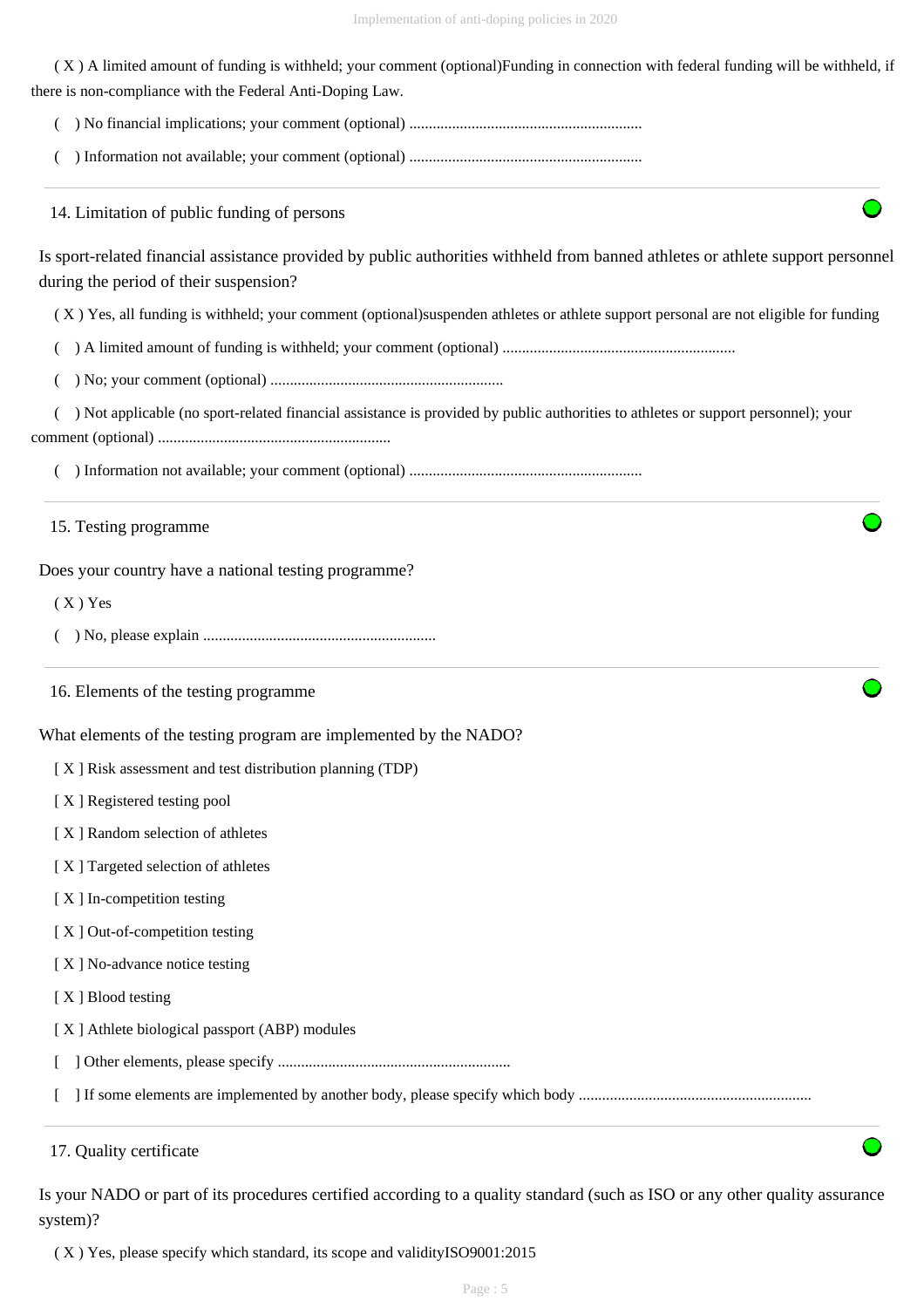( X ) A limited amount of funding is withheld; your comment (optional)Funding in connection with federal funding will be withheld, if there is non-compliance with the Federal Anti-Doping Law.

(  ) No financial implications; your comment (optional) ...........................................................

(  ) Information not available; your comment (optional) ...........................................................

## 14. Limitation of public funding of persons

Is sport-related financial assistance provided by public authorities withheld from banned athletes or athlete support personnel during the period of their suspension?

( X ) Yes, all funding is withheld; your comment (optional)suspenden athletes or athlete support personal are not eligible for funding

(  ) A limited amount of funding is withheld; your comment (optional) ...........................................................

(  ) No; your comment (optional) ...........................................................

(  ) Not applicable (no sport-related financial assistance is provided by public authorities to athletes or support personnel); your comment (optional) ...........................................................

(  ) Information not available; your comment (optional) ...........................................................

## 15. Testing programme

Does your country have a national testing programme?

( X ) Yes

(  ) No, please explain ...........................................................

## 16. Elements of the testing programme

What elements of the testing program are implemented by the NADO?

[ X ] Risk assessment and test distribution planning (TDP)

[ X ] Registered testing pool

[ X ] Random selection of athletes

[ X ] Targeted selection of athletes

[ X ] In-competition testing

[ X ] Out-of-competition testing

[ X ] No-advance notice testing

[ X ] Blood testing

[ X ] Athlete biological passport (ABP) modules

[  ] Other elements, please specify ...........................................................

[  ] If some elements are implemented by another body, please specify which body ...........................................................

## 17. Quality certificate

Is your NADO or part of its procedures certified according to a quality standard (such as ISO or any other quality assurance system)?

( X ) Yes, please specify which standard, its scope and validityISO9001:2015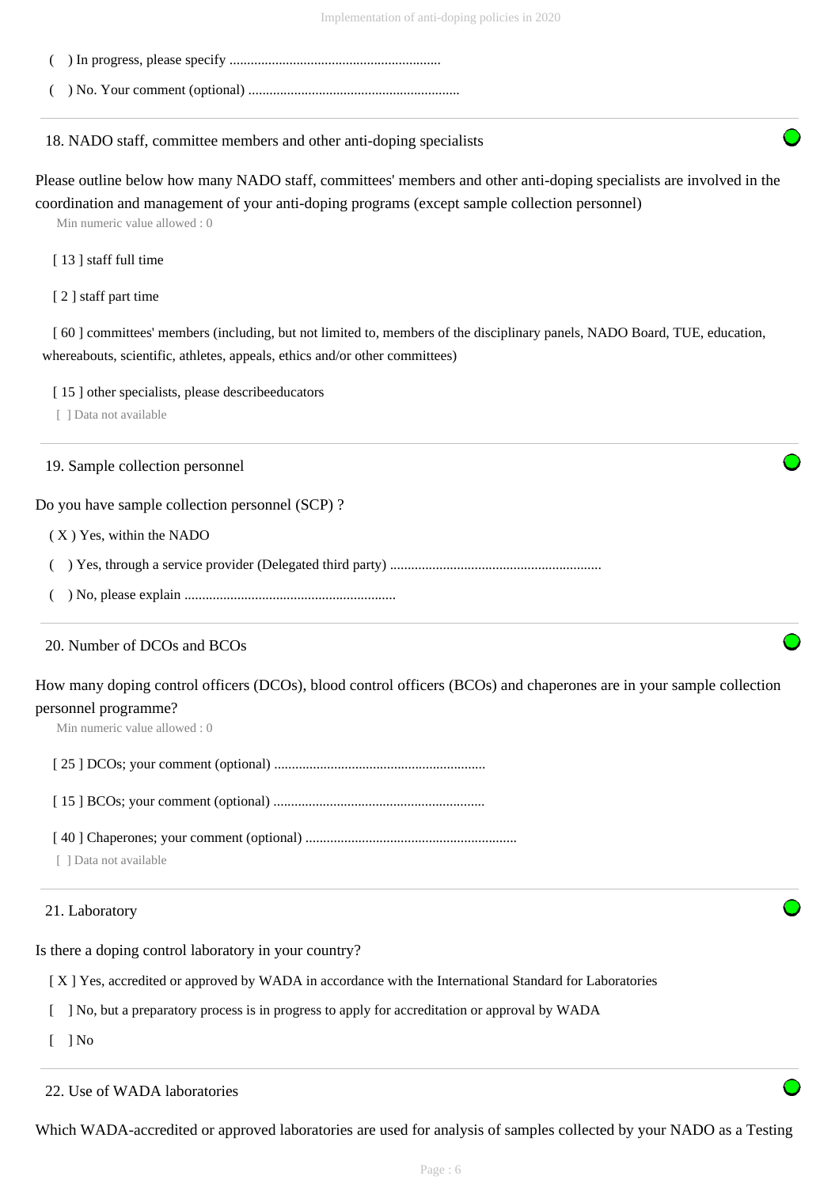( ) In progress, please specify ............................................................

( ) No. Your comment (optional) ............................................................

18. NADO staff, committee members and other anti-doping specialists

Please outline below how many NADO staff, committees' members and other anti-doping specialists are involved in the coordination and management of your anti-doping programs (except sample collection personnel)

Min numeric value allowed : 0

[ 13 ] staff full time

[ 2 ] staff part time

[ 60 ] committees' members (including, but not limited to, members of the disciplinary panels, NADO Board, TUE, education, whereabouts, scientific, athletes, appeals, ethics and/or other committees)

[ 15 ] other specialists, please describeeducators

[ ] Data not available

19. Sample collection personnel

Do you have sample collection personnel (SCP) ?

( X ) Yes, within the NADO

( ) Yes, through a service provider (Delegated third party) ............................................................

( ) No, please explain ............................................................

20. Number of DCOs and BCOs

How many doping control officers (DCOs), blood control officers (BCOs) and chaperones are in your sample collection personnel programme?

Min numeric value allowed : 0

[ 25 ] DCOs; your comment (optional) ............................................................

[ 15 ] BCOs; your comment (optional) ............................................................

[ 40 ] Chaperones; your comment (optional) ............................................................

[ ] Data not available

21. Laboratory

Is there a doping control laboratory in your country?

[ X ] Yes, accredited or approved by WADA in accordance with the International Standard for Laboratories

[ ] No, but a preparatory process is in progress to apply for accreditation or approval by WADA

[ ] No

22. Use of WADA laboratories

Which WADA-accredited or approved laboratories are used for analysis of samples collected by your NADO as a Testing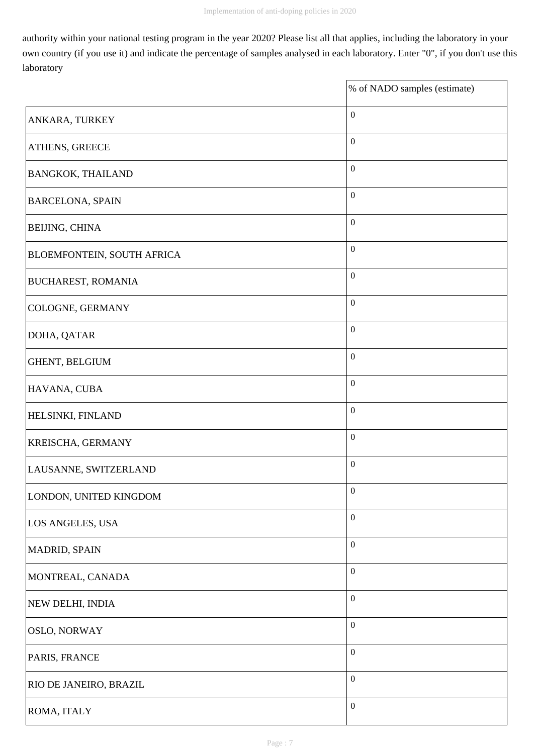authority within your national testing program in the year 2020? Please list all that applies, including the laboratory in your own country (if you use it) and indicate the percentage of samples analysed in each laboratory. Enter "0", if you don't use this laboratory

| | % of NADO samples (estimate) |
|---|---|
| ANKARA, TURKEY | 0 |
| ATHENS, GREECE | 0 |
| BANGKOK, THAILAND | 0 |
| BARCELONA, SPAIN | 0 |
| BEIJING, CHINA | 0 |
| BLOEMFONTEIN, SOUTH AFRICA | 0 |
| BUCHAREST, ROMANIA | 0 |
| COLOGNE, GERMANY | 0 |
| DOHA, QATAR | 0 |
| GHENT, BELGIUM | 0 |
| HAVANA, CUBA | 0 |
| HELSINKI, FINLAND | 0 |
| KREISCHA, GERMANY | 0 |
| LAUSANNE, SWITZERLAND | 0 |
| LONDON, UNITED KINGDOM | 0 |
| LOS ANGELES, USA | 0 |
| MADRID, SPAIN | 0 |
| MONTREAL, CANADA | 0 |
| NEW DELHI, INDIA | 0 |
| OSLO, NORWAY | 0 |
| PARIS, FRANCE | 0 |
| RIO DE JANEIRO, BRAZIL | 0 |
| ROMA, ITALY | 0 |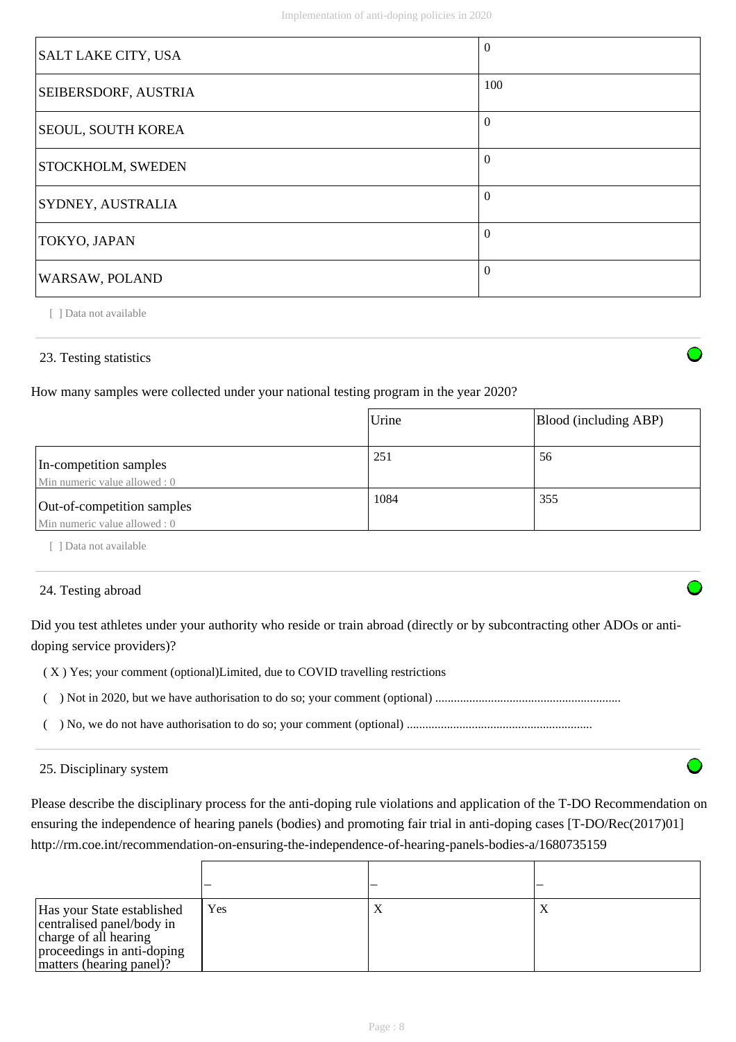| | |
|---|---|
| SALT LAKE CITY, USA | 0 |
| SEIBERSDORF, AUSTRIA | 100 |
| SEOUL, SOUTH KOREA | 0 |
| STOCKHOLM, SWEDEN | 0 |
| SYDNEY, AUSTRALIA | 0 |
| TOKYO, JAPAN | 0 |
| WARSAW, POLAND | 0 |

[ ] Data not available

### 23. Testing statistics

How many samples were collected under your national testing program in the year 2020?

| | Urine | Blood (including ABP) |
|---|---|---|
| In-competition samples<br>Min numeric value allowed : 0 | 251 | 56 |
| Out-of-competition samples<br>Min numeric value allowed : 0 | 1084 | 355 |

[ ] Data not available

### 24. Testing abroad

Did you test athletes under your authority who reside or train abroad (directly or by subcontracting other ADOs or anti-doping service providers)?

( X ) Yes; your comment (optional)Limited, due to COVID travelling restrictions

( ) Not in 2020, but we have authorisation to do so; your comment (optional) ...........................................................

( ) No, we do not have authorisation to do so; your comment (optional) ...........................................................

### 25. Disciplinary system

Please describe the disciplinary process for the anti-doping rule violations and application of the T-DO Recommendation on ensuring the independence of hearing panels (bodies) and promoting fair trial in anti-doping cases [T-DO/Rec(2017)01] http://rm.coe.int/recommendation-on-ensuring-the-independence-of-hearing-panels-bodies-a/1680735159

| | – | – | – |
|---|---|---|---|
| Has your State established centralised panel/body in charge of all hearing proceedings in anti-doping matters (hearing panel)? | Yes | X | X |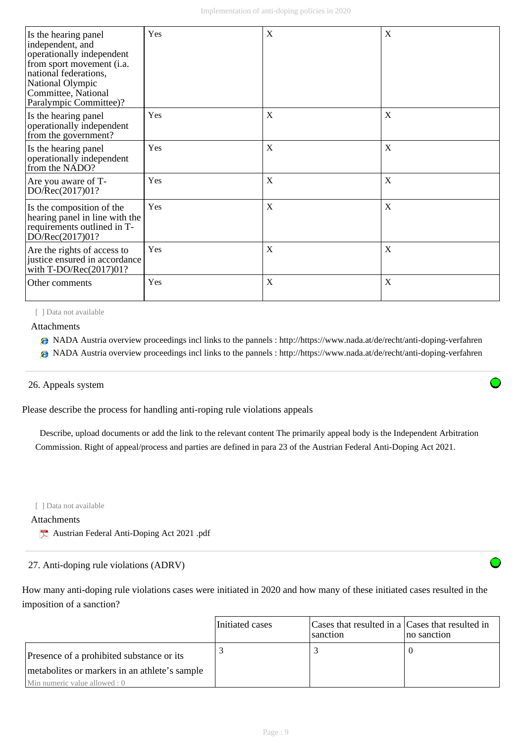| Is the hearing panel independent, and operationally independent from sport movement (i.a. national federations, National Olympic Committee, National Paralympic Committee)? | Yes | X | X |
|---|---|---|---|
| Is the hearing panel operationally independent from the government? | Yes | X | X |
| Is the hearing panel operationally independent from the NADO? | Yes | X | X |
| Are you aware of T-DO/Rec(2017)01? | Yes | X | X |
| Is the composition of the hearing panel in line with the requirements outlined in T-DO/Rec(2017)01? | Yes | X | X |
| Are the rights of access to justice ensured in accordance with T-DO/Rec(2017)01? | Yes | X | X |
| Other comments | Yes | X | X |

[ ] Data not available

Attachments

- NADA Austria overview proceedings incl links to the pannels : http://https://www.nada.at/de/recht/anti-doping-verfahren
- NADA Austria overview proceedings incl links to the pannels : http://https://www.nada.at/de/recht/anti-doping-verfahren

## 26. Appeals system

Please describe the process for handling anti-roping rule violations appeals

Describe, upload documents or add the link to the relevant content The primarily appeal body is the Independent Arbitration Commission. Right of appeal/process and parties are defined in para 23 of the Austrian Federal Anti-Doping Act 2021.

[ ] Data not available

Attachments

- Austrian Federal Anti-Doping Act 2021 .pdf

## 27. Anti-doping rule violations (ADRV)

How many anti-doping rule violations cases were initiated in 2020 and how many of these initiated cases resulted in the imposition of a sanction?

| | Initiated cases | Cases that resulted in a sanction | Cases that resulted in no sanction |
|---|---|---|---|
| Presence of a prohibited substance or its metabolites or markers in an athlete's sample<br>Min numeric value allowed : 0 | 3 | 3 | 0 |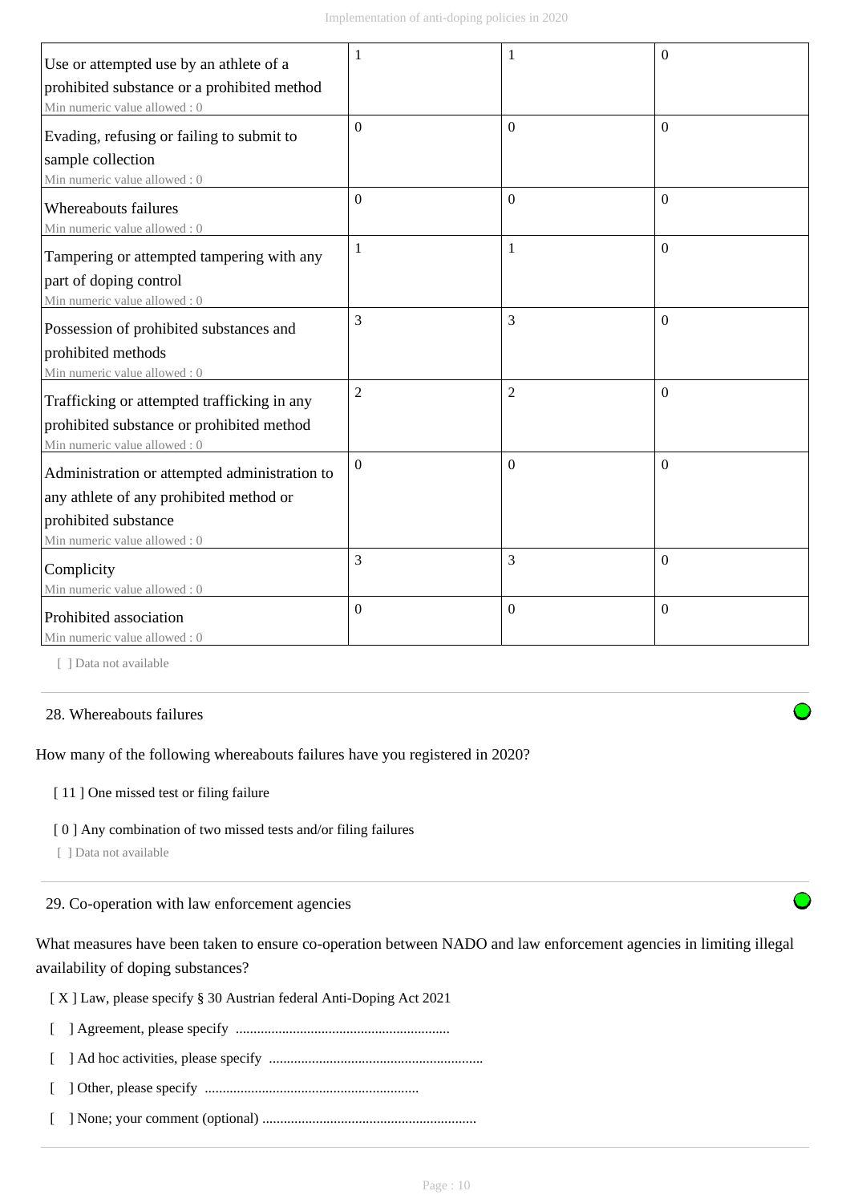| | | | |
|---|---|---|---|
| Use or attempted use by an athlete of a prohibited substance or a prohibited method<br>Min numeric value allowed : 0 | 1 | 1 | 0 |
| Evading, refusing or failing to submit to sample collection<br>Min numeric value allowed : 0 | 0 | 0 | 0 |
| Whereabouts failures<br>Min numeric value allowed : 0 | 0 | 0 | 0 |
| Tampering or attempted tampering with any part of doping control<br>Min numeric value allowed : 0 | 1 | 1 | 0 |
| Possession of prohibited substances and prohibited methods<br>Min numeric value allowed : 0 | 3 | 3 | 0 |
| Trafficking or attempted trafficking in any prohibited substance or prohibited method<br>Min numeric value allowed : 0 | 2 | 2 | 0 |
| Administration or attempted administration to any athlete of any prohibited method or prohibited substance<br>Min numeric value allowed : 0 | 0 | 0 | 0 |
| Complicity<br>Min numeric value allowed : 0 | 3 | 3 | 0 |
| Prohibited association<br>Min numeric value allowed : 0 | 0 | 0 | 0 |

[ ] Data not available

28. Whereabouts failures

How many of the following whereabouts failures have you registered in 2020?

[ 11 ] One missed test or filing failure

[ 0 ] Any combination of two missed tests and/or filing failures

[ ] Data not available

29. Co-operation with law enforcement agencies

What measures have been taken to ensure co-operation between NADO and law enforcement agencies in limiting illegal availability of doping substances?

[ X ] Law, please specify § 30 Austrian federal Anti-Doping Act 2021

[ ] Agreement, please specify ............................................................

[ ] Ad hoc activities, please specify ............................................................

[ ] Other, please specify ............................................................

[ ] None; your comment (optional) ............................................................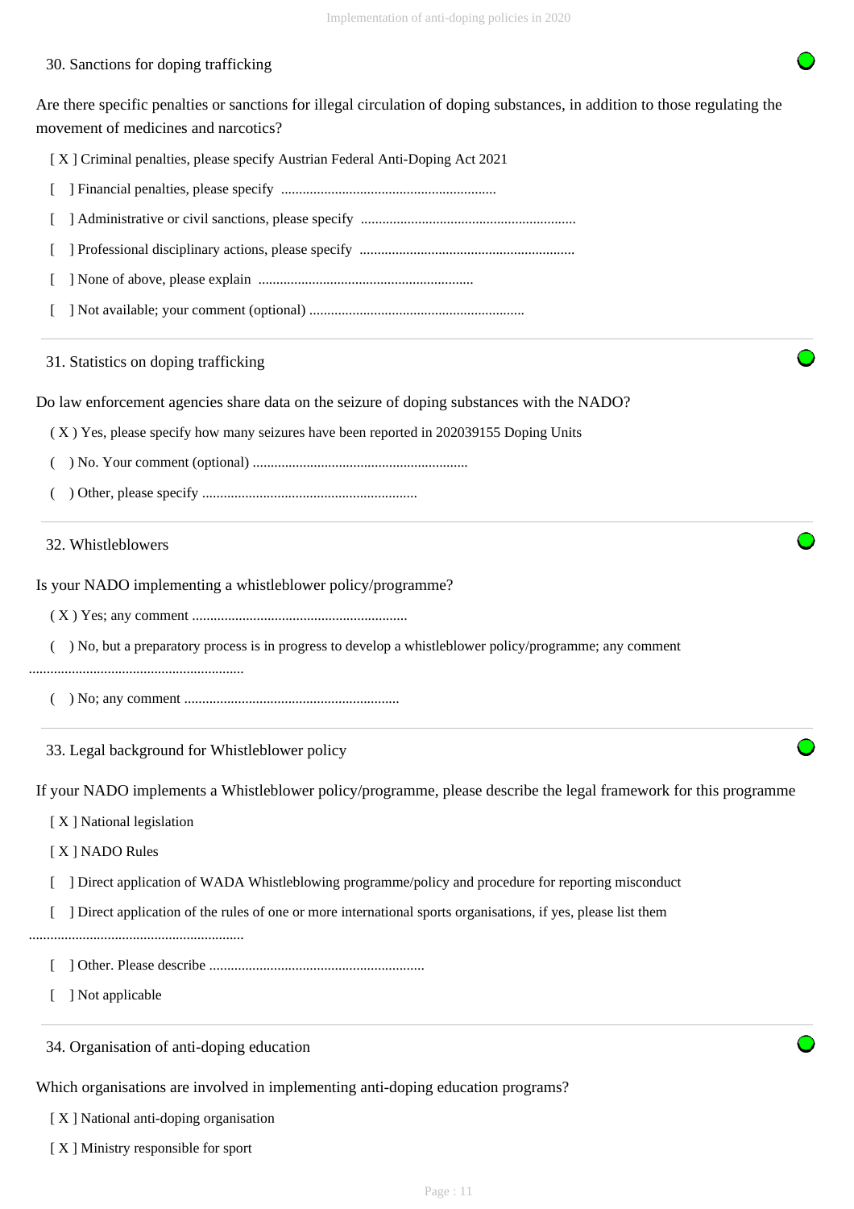### 30. Sanctions for doping trafficking

Are there specific penalties or sanctions for illegal circulation of doping substances, in addition to those regulating the movement of medicines and narcotics?

[ X ] Criminal penalties, please specify Austrian Federal Anti-Doping Act 2021

[ ] Financial penalties, please specify ...........................................................

[ ] Administrative or civil sanctions, please specify ...........................................................

[ ] Professional disciplinary actions, please specify ...........................................................

[ ] None of above, please explain ...........................................................

[ ] Not available; your comment (optional) ...........................................................

### 31. Statistics on doping trafficking

Do law enforcement agencies share data on the seizure of doping substances with the NADO?

( X ) Yes, please specify how many seizures have been reported in 202039155 Doping Units

( ) No. Your comment (optional) ...........................................................

( ) Other, please specify ...........................................................

### 32. Whistleblowers

Is your NADO implementing a whistleblower policy/programme?

( X ) Yes; any comment ...........................................................

( ) No, but a preparatory process is in progress to develop a whistleblower policy/programme; any comment ...........................................................

( ) No; any comment ...........................................................

### 33. Legal background for Whistleblower policy

If your NADO implements a Whistleblower policy/programme, please describe the legal framework for this programme

[ X ] National legislation

[ X ] NADO Rules

[ ] Direct application of WADA Whistleblowing programme/policy and procedure for reporting misconduct

[ ] Direct application of the rules of one or more international sports organisations, if yes, please list them ...........................................................

[ ] Other. Please describe ...........................................................

[ ] Not applicable

### 34. Organisation of anti-doping education

Which organisations are involved in implementing anti-doping education programs?

[ X ] National anti-doping organisation

[ X ] Ministry responsible for sport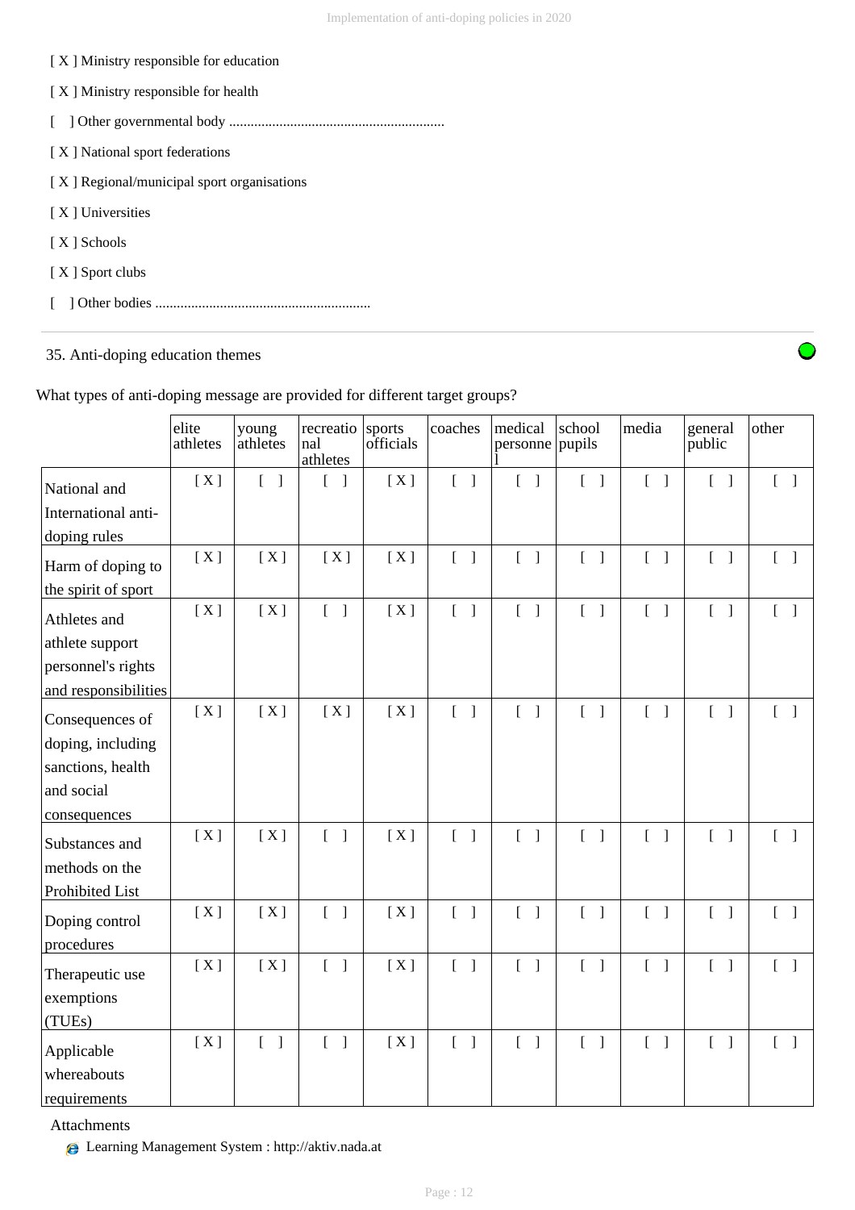[ X ] Ministry responsible for education

[ X ] Ministry responsible for health

[ ] Other governmental body ............................................................

[ X ] National sport federations

[ X ] Regional/municipal sport organisations

[ X ] Universities

[ X ] Schools

[ X ] Sport clubs

[ ] Other bodies ............................................................

35. Anti-doping education themes

What types of anti-doping message are provided for different target groups?

| | elite athletes | young athletes | recreational athletes | sports officials | coaches | medical personnel | school pupils | media | general public | other |
|---|---|---|---|---|---|---|---|---|---|---|
| National and International anti-doping rules | [ X ] | [ ] | [ ] | [ X ] | [ ] | [ ] | [ ] | [ ] | [ ] | [ ] |
| Harm of doping to the spirit of sport | [ X ] | [ X ] | [ X ] | [ X ] | [ ] | [ ] | [ ] | [ ] | [ ] | [ ] |
| Athletes and athlete support personnel's rights and responsibilities | [ X ] | [ X ] | [ ] | [ X ] | [ ] | [ ] | [ ] | [ ] | [ ] | [ ] |
| Consequences of doping, including sanctions, health and social consequences | [ X ] | [ X ] | [ X ] | [ X ] | [ ] | [ ] | [ ] | [ ] | [ ] | [ ] |
| Substances and methods on the Prohibited List | [ X ] | [ X ] | [ ] | [ X ] | [ ] | [ ] | [ ] | [ ] | [ ] | [ ] |
| Doping control procedures | [ X ] | [ X ] | [ ] | [ X ] | [ ] | [ ] | [ ] | [ ] | [ ] | [ ] |
| Therapeutic use exemptions (TUEs) | [ X ] | [ X ] | [ ] | [ X ] | [ ] | [ ] | [ ] | [ ] | [ ] | [ ] |
| Applicable whereabouts requirements | [ X ] | [ ] | [ ] | [ X ] | [ ] | [ ] | [ ] | [ ] | [ ] | [ ] |

Attachments

Learning Management System : http://aktiv.nada.at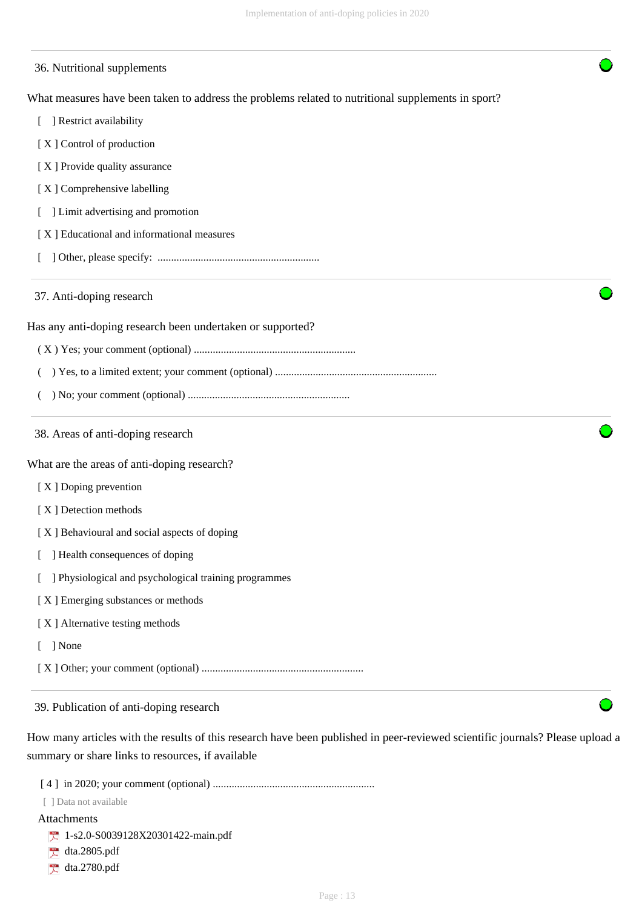## 36. Nutritional supplements

What measures have been taken to address the problems related to nutritional supplements in sport?

[   ] Restrict availability

[ X ] Control of production

[ X ] Provide quality assurance

[ X ] Comprehensive labelling

[   ] Limit advertising and promotion

[ X ] Educational and informational measures

[   ] Other, please specify: ............................................................

## 37. Anti-doping research

Has any anti-doping research been undertaken or supported?

( X ) Yes; your comment (optional) ............................................................

(   ) Yes, to a limited extent; your comment (optional) ............................................................

(   ) No; your comment (optional) ............................................................

## 38. Areas of anti-doping research

What are the areas of anti-doping research?

[ X ] Doping prevention

[ X ] Detection methods

[ X ] Behavioural and social aspects of doping

[   ] Health consequences of doping

[   ] Physiological and psychological training programmes

[ X ] Emerging substances or methods

[ X ] Alternative testing methods

[   ] None

[ X ] Other; your comment (optional) ............................................................

## 39. Publication of anti-doping research

How many articles with the results of this research have been published in peer-reviewed scientific journals? Please upload a summary or share links to resources, if available

[ 4 ] in 2020; your comment (optional) ............................................................

[ ] Data not available

Attachments

- 1-s2.0-S0039128X20301422-main.pdf
- dta.2805.pdf
- dta.2780.pdf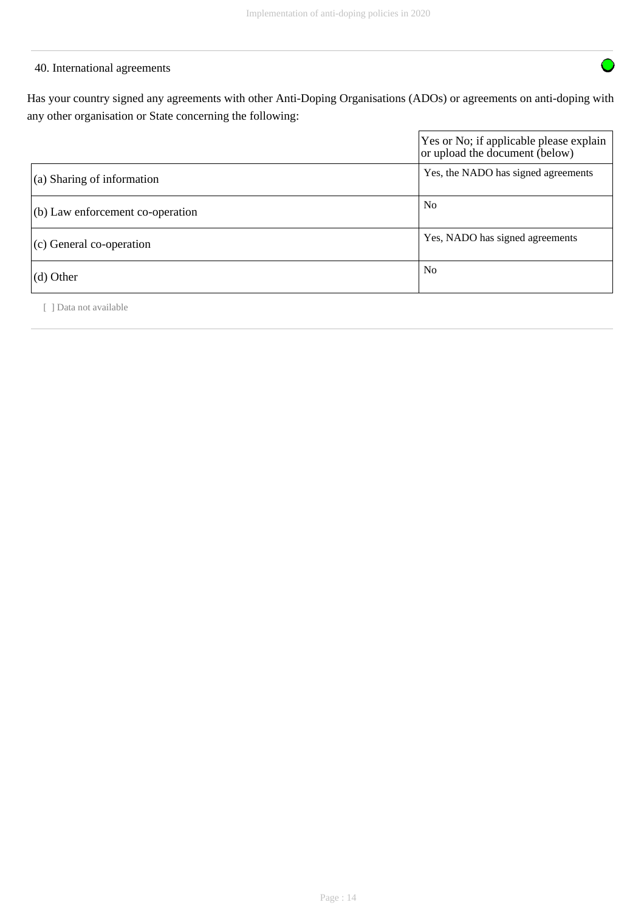40. International agreements

Has your country signed any agreements with other Anti-Doping Organisations (ADOs) or agreements on anti-doping with any other organisation or State concerning the following:

| | Yes or No; if applicable please explain or upload the document (below) |
|---|---|
| (a) Sharing of information | Yes, the NADO has signed agreements |
| (b) Law enforcement co-operation | No |
| (c) General co-operation | Yes, NADO has signed agreements |
| (d) Other | No |

[ ] Data not available